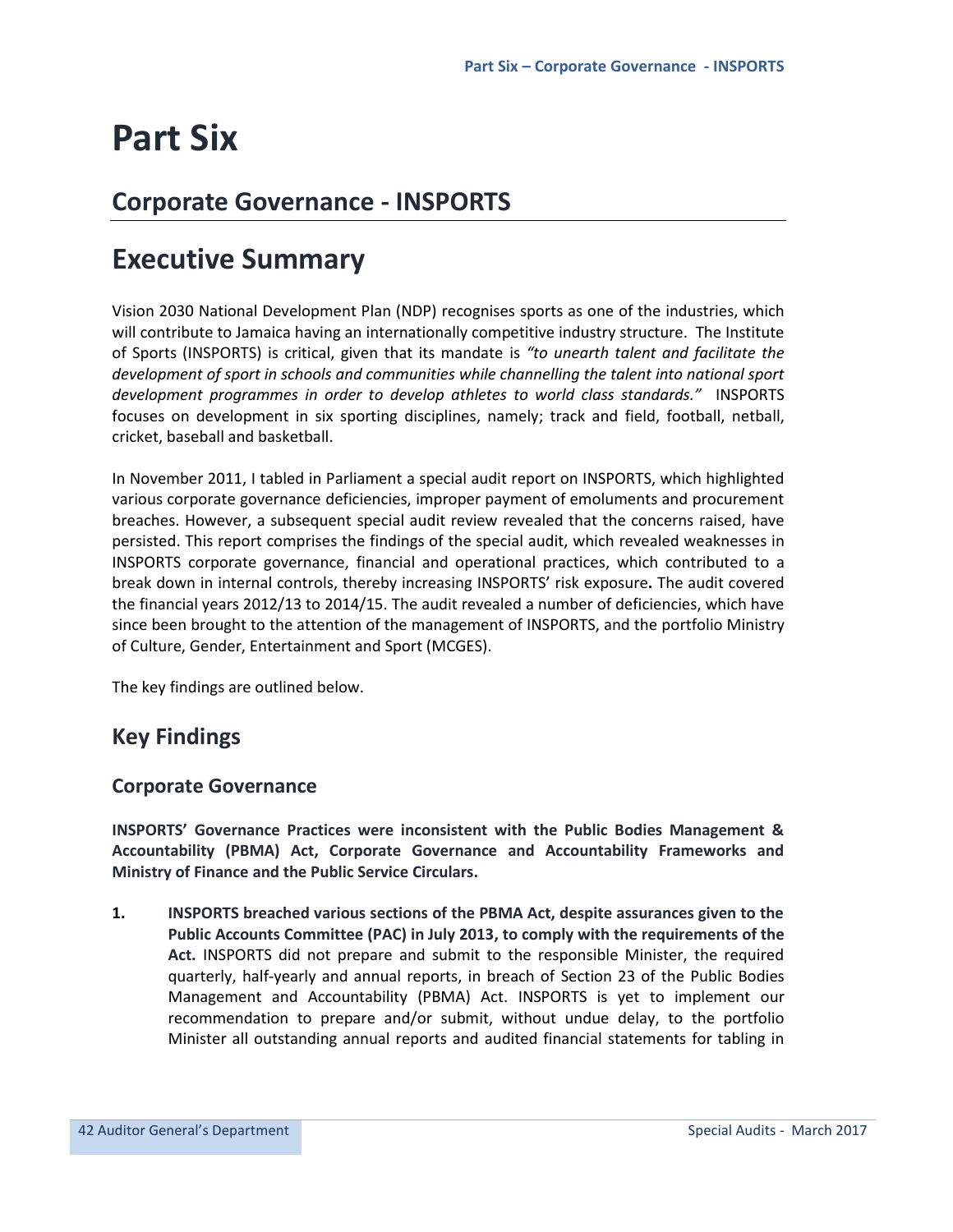# Part Six

## Corporate Governance - INSPORTS

# Executive Summary

Vision 2030 National Development Plan (NDP) recognises sports as one of the industries, which will contribute to Jamaica having an internationally competitive industry structure. The Institute of Sports (INSPORTS) is critical, given that its mandate is *"to unearth talent and facilitate the development of sport in schools and communities while channelling the talent into national sport development programmes in order to develop athletes to world class standards."* INSPORTS focuses on development in six sporting disciplines, namely; track and field, football, netball, cricket, baseball and basketball.

In November 2011, I tabled in Parliament a special audit report on INSPORTS, which highlighted various corporate governance deficiencies, improper payment of emoluments and procurement breaches. However, a subsequent special audit review revealed that the concerns raised, have persisted. This report comprises the findings of the special audit, which revealed weaknesses in INSPORTS corporate governance, financial and operational practices, which contributed to a break down in internal controls, thereby increasing INSPORTS' risk exposure**.** The audit covered the financial years 2012/13 to 2014/15. The audit revealed a number of deficiencies, which have since been brought to the attention of the management of INSPORTS, and the portfolio Ministry of Culture, Gender, Entertainment and Sport (MCGES).

The key findings are outlined below.

## Key Findings

### Corporate Governance

**INSPORTS' Governance Practices were inconsistent with the Public Bodies Management & Accountability (PBMA) Act, Corporate Governance and Accountability Frameworks and Ministry of Finance and the Public Service Circulars.**

1. **INSPORTS breached various sections of the PBMA Act, despite assurances given to the Public Accounts Committee (PAC) in July 2013, to comply with the requirements of the Act.** INSPORTS did not prepare and submit to the responsible Minister, the required quarterly, half-yearly and annual reports, in breach of Section 23 of the Public Bodies Management and Accountability (PBMA) Act. INSPORTS is yet to implement our recommendation to prepare and/or submit, without undue delay, to the portfolio Minister all outstanding annual reports and audited financial statements for tabling in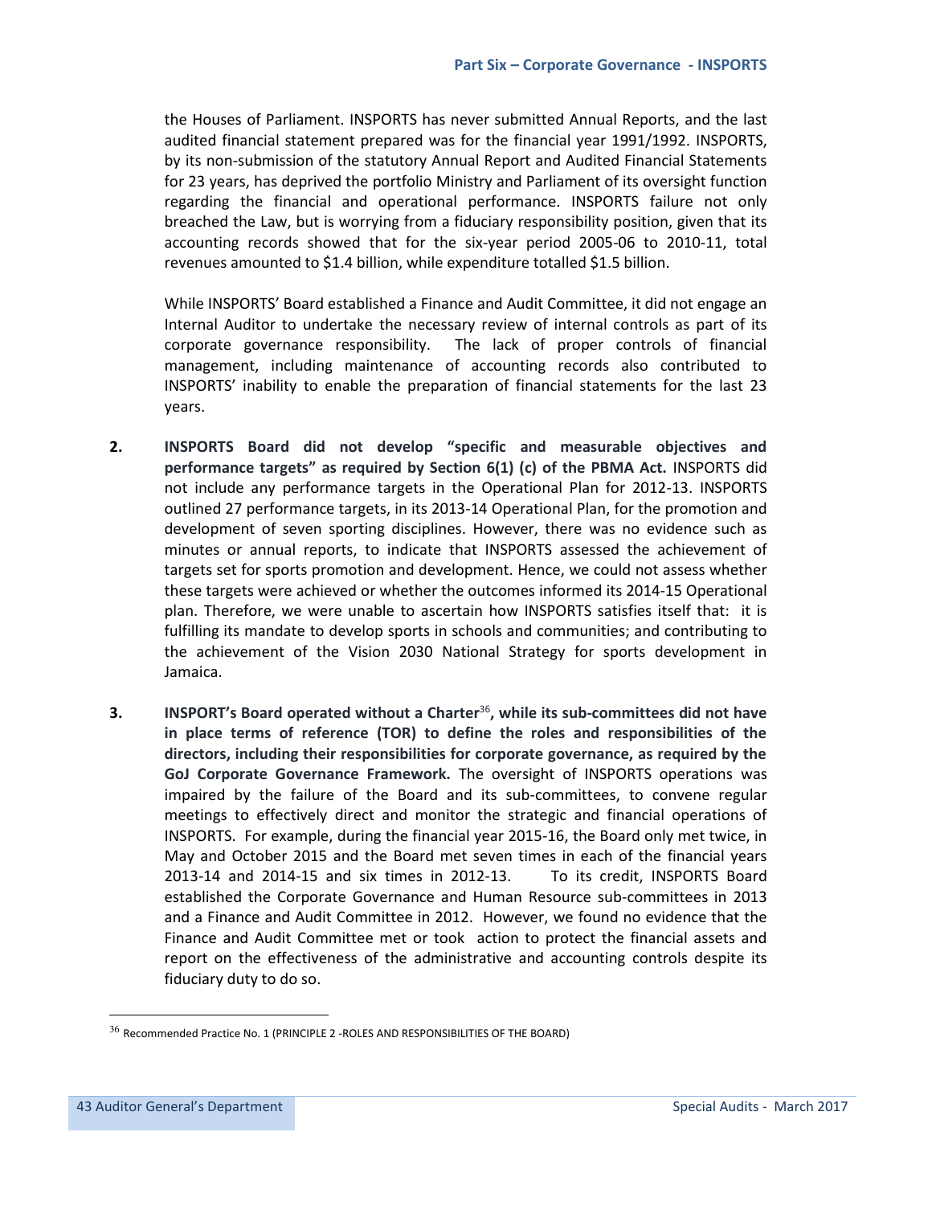the Houses of Parliament. INSPORTS has never submitted Annual Reports, and the last audited financial statement prepared was for the financial year 1991/1992. INSPORTS, by its non-submission of the statutory Annual Report and Audited Financial Statements for 23 years, has deprived the portfolio Ministry and Parliament of its oversight function regarding the financial and operational performance. INSPORTS failure not only breached the Law, but is worrying from a fiduciary responsibility position, given that its accounting records showed that for the six-year period 2005-06 to 2010-11, total revenues amounted to $1.4 billion, while expenditure totalled $1.5 billion.

While INSPORTS' Board established a Finance and Audit Committee, it did not engage an Internal Auditor to undertake the necessary review of internal controls as part of its corporate governance responsibility. The lack of proper controls of financial management, including maintenance of accounting records also contributed to INSPORTS' inability to enable the preparation of financial statements for the last 23 years.

2. **INSPORTS Board did not develop "specific and measurable objectives and performance targets" as required by Section 6(1) (c) of the PBMA Act.** INSPORTS did not include any performance targets in the Operational Plan for 2012-13. INSPORTS outlined 27 performance targets, in its 2013-14 Operational Plan, for the promotion and development of seven sporting disciplines. However, there was no evidence such as minutes or annual reports, to indicate that INSPORTS assessed the achievement of targets set for sports promotion and development. Hence, we could not assess whether these targets were achieved or whether the outcomes informed its 2014-15 Operational plan. Therefore, we were unable to ascertain how INSPORTS satisfies itself that: it is fulfilling its mandate to develop sports in schools and communities; and contributing to the achievement of the Vision 2030 National Strategy for sports development in Jamaica.

3. **INSPORT's Board operated without a Charter[36], while its sub-committees did not have in place terms of reference (TOR) to define the roles and responsibilities of the directors, including their responsibilities for corporate governance, as required by the GoJ Corporate Governance Framework.** The oversight of INSPORTS operations was impaired by the failure of the Board and its sub-committees, to convene regular meetings to effectively direct and monitor the strategic and financial operations of INSPORTS. For example, during the financial year 2015-16, the Board only met twice, in May and October 2015 and the Board met seven times in each of the financial years 2013-14 and 2014-15 and six times in 2012-13. To its credit, INSPORTS Board established the Corporate Governance and Human Resource sub-committees in 2013 and a Finance and Audit Committee in 2012. However, we found no evidence that the Finance and Audit Committee met or took action to protect the financial assets and report on the effectiveness of the administrative and accounting controls despite its fiduciary duty to do so.

[36] Recommended Practice No. 1 (PRINCIPLE 2 -ROLES AND RESPONSIBILITIES OF THE BOARD)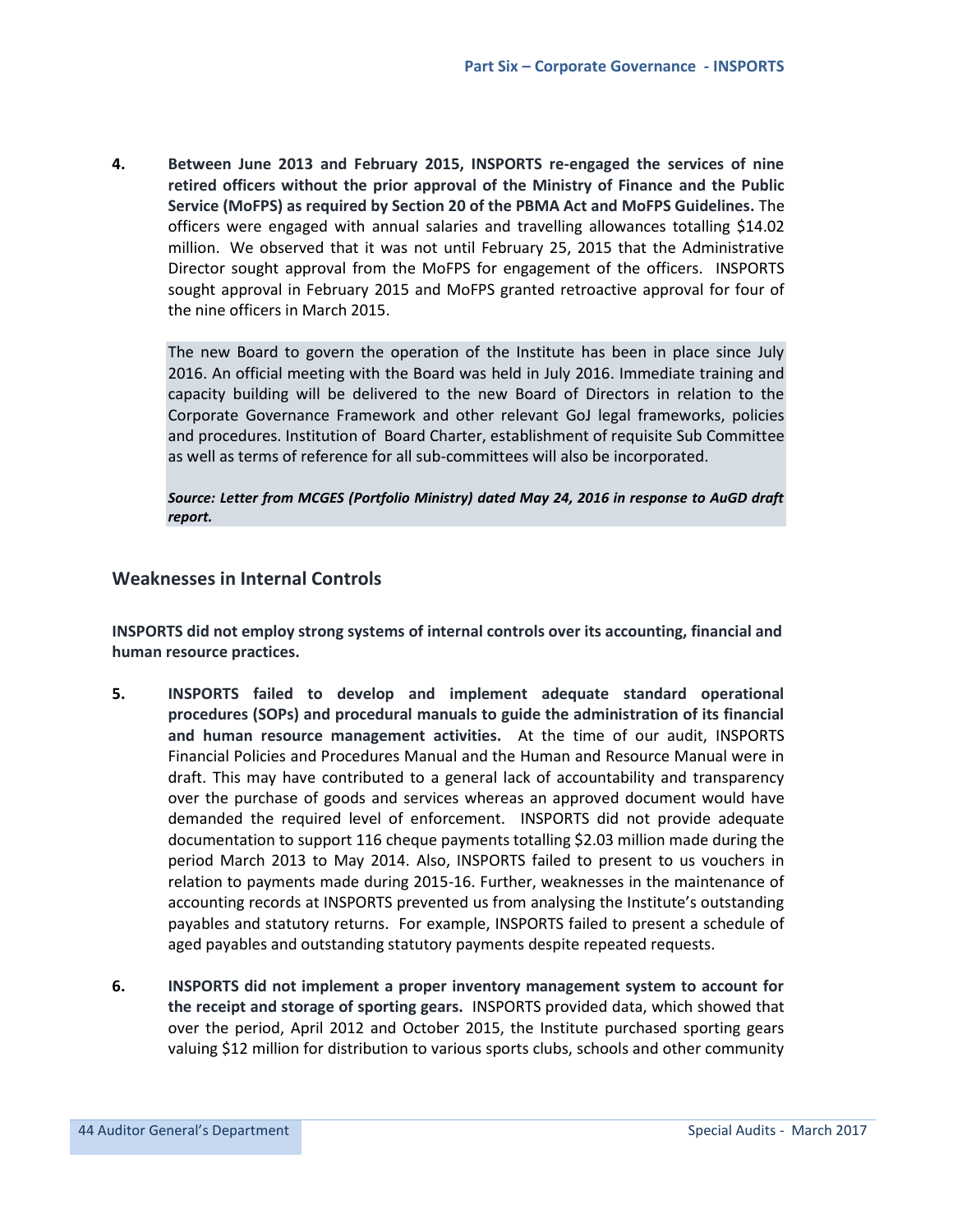4. **Between June 2013 and February 2015, INSPORTS re-engaged the services of nine retired officers without the prior approval of the Ministry of Finance and the Public Service (MoFPS) as required by Section 20 of the PBMA Act and MoFPS Guidelines.** The officers were engaged with annual salaries and travelling allowances totalling $14.02 million. We observed that it was not until February 25, 2015 that the Administrative Director sought approval from the MoFPS for engagement of the officers. INSPORTS sought approval in February 2015 and MoFPS granted retroactive approval for four of the nine officers in March 2015.

> The new Board to govern the operation of the Institute has been in place since July 2016. An official meeting with the Board was held in July 2016. Immediate training and capacity building will be delivered to the new Board of Directors in relation to the Corporate Governance Framework and other relevant GoJ legal frameworks, policies and procedures. Institution of Board Charter, establishment of requisite Sub Committee as well as terms of reference for all sub-committees will also be incorporated.
>
> ***Source: Letter from MCGES (Portfolio Ministry) dated May 24, 2016 in response to AuGD draft report.***

## Weaknesses in Internal Controls

**INSPORTS did not employ strong systems of internal controls over its accounting, financial and human resource practices.**

5. **INSPORTS failed to develop and implement adequate standard operational procedures (SOPs) and procedural manuals to guide the administration of its financial and human resource management activities.** At the time of our audit, INSPORTS Financial Policies and Procedures Manual and the Human and Resource Manual were in draft. This may have contributed to a general lack of accountability and transparency over the purchase of goods and services whereas an approved document would have demanded the required level of enforcement. INSPORTS did not provide adequate documentation to support 116 cheque payments totalling $2.03 million made during the period March 2013 to May 2014. Also, INSPORTS failed to present to us vouchers in relation to payments made during 2015-16. Further, weaknesses in the maintenance of accounting records at INSPORTS prevented us from analysing the Institute's outstanding payables and statutory returns. For example, INSPORTS failed to present a schedule of aged payables and outstanding statutory payments despite repeated requests.

6. **INSPORTS did not implement a proper inventory management system to account for the receipt and storage of sporting gears.** INSPORTS provided data, which showed that over the period, April 2012 and October 2015, the Institute purchased sporting gears valuing $12 million for distribution to various sports clubs, schools and other community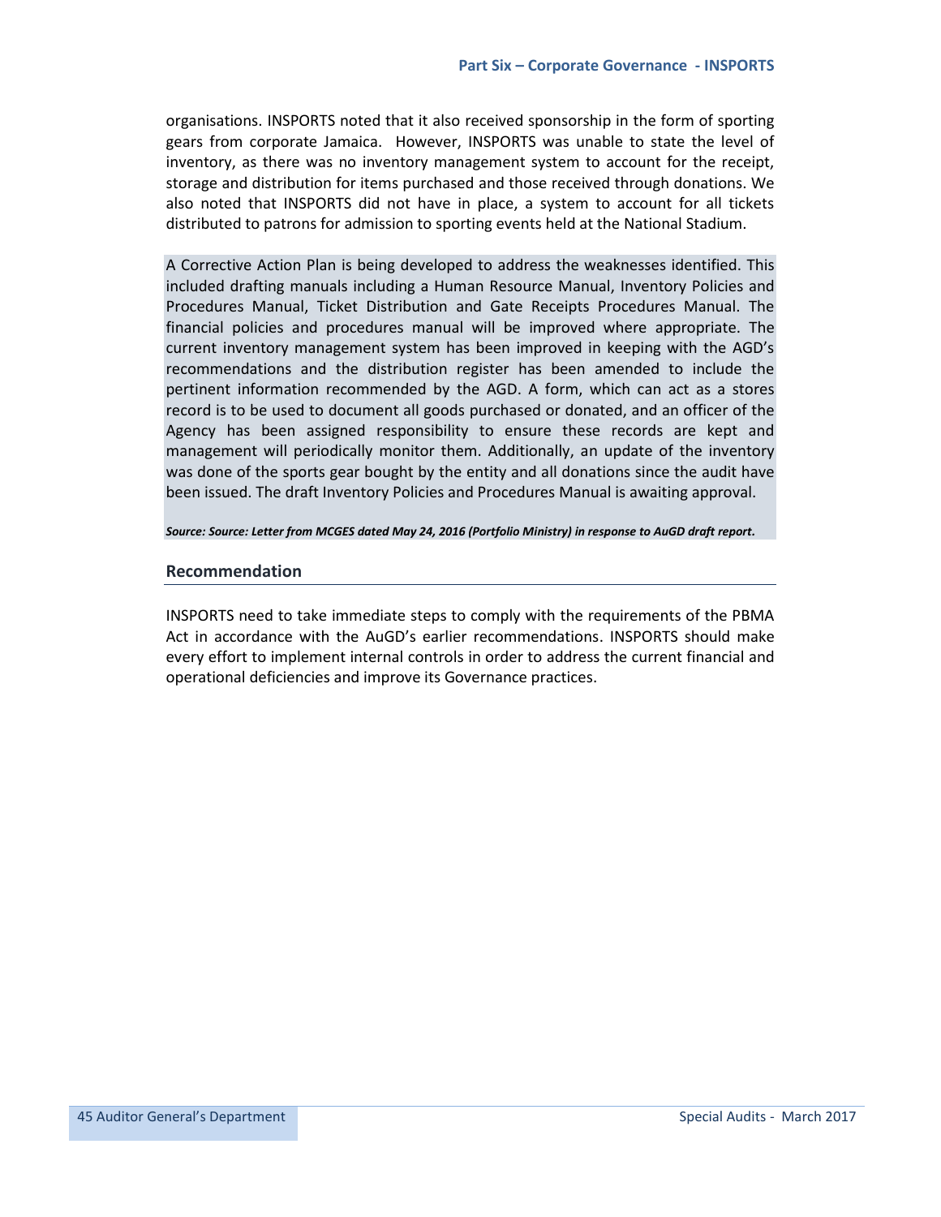organisations. INSPORTS noted that it also received sponsorship in the form of sporting gears from corporate Jamaica. However, INSPORTS was unable to state the level of inventory, as there was no inventory management system to account for the receipt, storage and distribution for items purchased and those received through donations. We also noted that INSPORTS did not have in place, a system to account for all tickets distributed to patrons for admission to sporting events held at the National Stadium.

A Corrective Action Plan is being developed to address the weaknesses identified. This included drafting manuals including a Human Resource Manual, Inventory Policies and Procedures Manual, Ticket Distribution and Gate Receipts Procedures Manual. The financial policies and procedures manual will be improved where appropriate. The current inventory management system has been improved in keeping with the AGD's recommendations and the distribution register has been amended to include the pertinent information recommended by the AGD. A form, which can act as a stores record is to be used to document all goods purchased or donated, and an officer of the Agency has been assigned responsibility to ensure these records are kept and management will periodically monitor them. Additionally, an update of the inventory was done of the sports gear bought by the entity and all donations since the audit have been issued. The draft Inventory Policies and Procedures Manual is awaiting approval.

***Source: Source: Letter from MCGES dated May 24, 2016 (Portfolio Ministry) in response to AuGD draft report.***

## Recommendation

INSPORTS need to take immediate steps to comply with the requirements of the PBMA Act in accordance with the AuGD's earlier recommendations. INSPORTS should make every effort to implement internal controls in order to address the current financial and operational deficiencies and improve its Governance practices.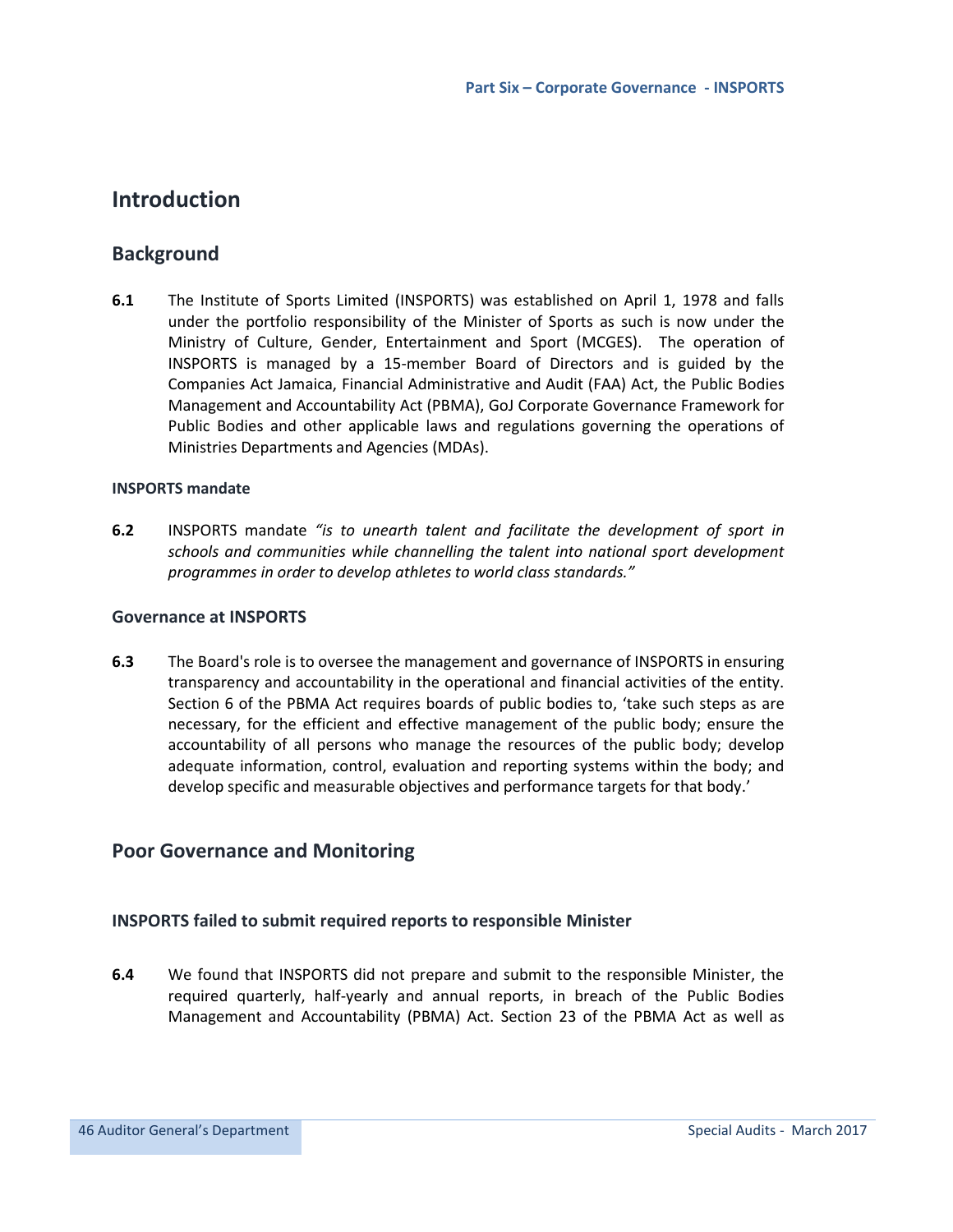## Introduction

### Background

**6.1** The Institute of Sports Limited (INSPORTS) was established on April 1, 1978 and falls under the portfolio responsibility of the Minister of Sports as such is now under the Ministry of Culture, Gender, Entertainment and Sport (MCGES). The operation of INSPORTS is managed by a 15-member Board of Directors and is guided by the Companies Act Jamaica, Financial Administrative and Audit (FAA) Act, the Public Bodies Management and Accountability Act (PBMA), GoJ Corporate Governance Framework for Public Bodies and other applicable laws and regulations governing the operations of Ministries Departments and Agencies (MDAs).

#### INSPORTS mandate

**6.2** INSPORTS mandate *"is to unearth talent and facilitate the development of sport in schools and communities while channelling the talent into national sport development programmes in order to develop athletes to world class standards."*

#### Governance at INSPORTS

**6.3** The Board's role is to oversee the management and governance of INSPORTS in ensuring transparency and accountability in the operational and financial activities of the entity. Section 6 of the PBMA Act requires boards of public bodies to, 'take such steps as are necessary, for the efficient and effective management of the public body; ensure the accountability of all persons who manage the resources of the public body; develop adequate information, control, evaluation and reporting systems within the body; and develop specific and measurable objectives and performance targets for that body.'

### Poor Governance and Monitoring

#### INSPORTS failed to submit required reports to responsible Minister

**6.4** We found that INSPORTS did not prepare and submit to the responsible Minister, the required quarterly, half-yearly and annual reports, in breach of the Public Bodies Management and Accountability (PBMA) Act. Section 23 of the PBMA Act as well as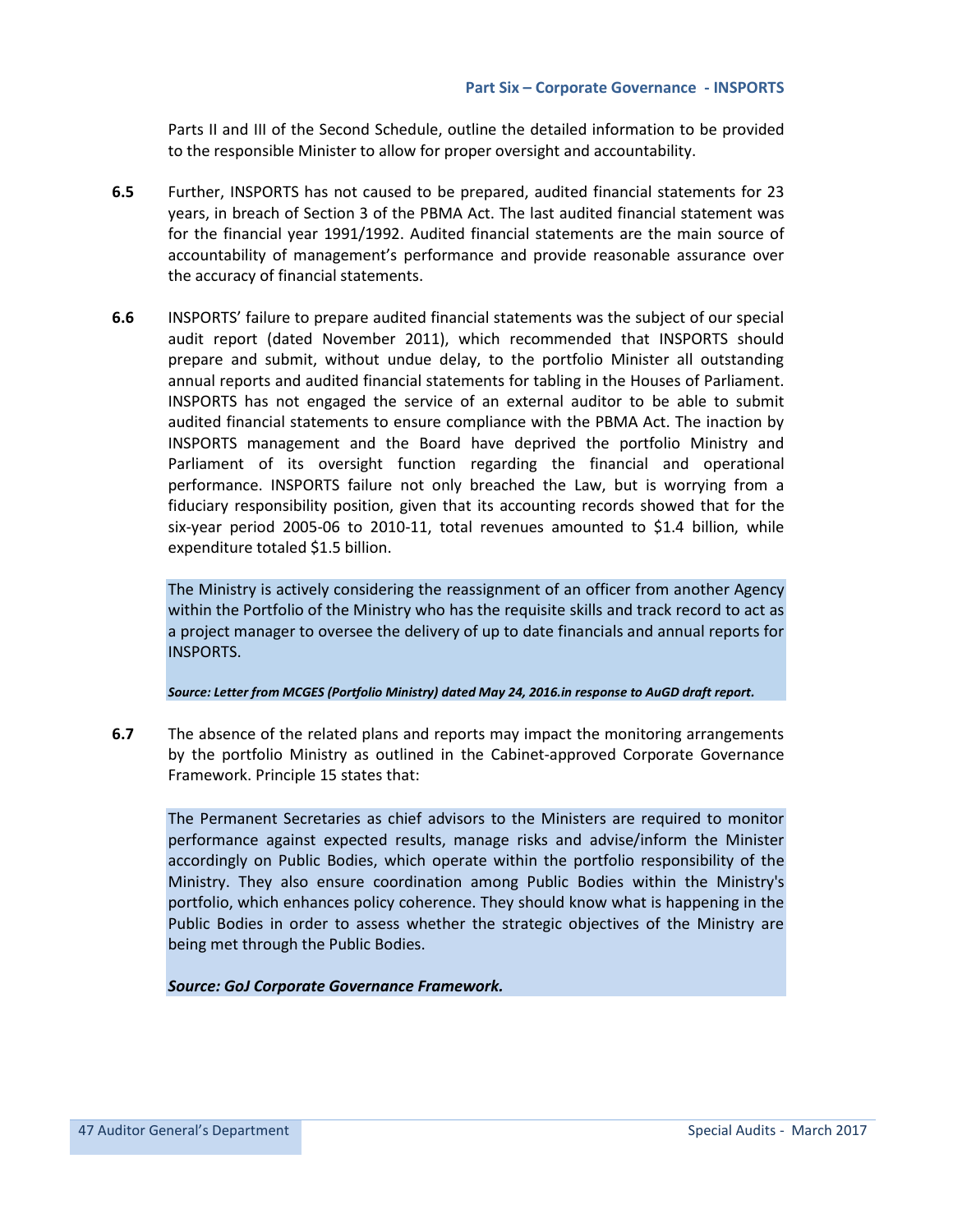Parts II and III of the Second Schedule, outline the detailed information to be provided to the responsible Minister to allow for proper oversight and accountability.

**6.5** Further, INSPORTS has not caused to be prepared, audited financial statements for 23 years, in breach of Section 3 of the PBMA Act. The last audited financial statement was for the financial year 1991/1992. Audited financial statements are the main source of accountability of management's performance and provide reasonable assurance over the accuracy of financial statements.

**6.6** INSPORTS' failure to prepare audited financial statements was the subject of our special audit report (dated November 2011), which recommended that INSPORTS should prepare and submit, without undue delay, to the portfolio Minister all outstanding annual reports and audited financial statements for tabling in the Houses of Parliament. INSPORTS has not engaged the service of an external auditor to be able to submit audited financial statements to ensure compliance with the PBMA Act. The inaction by INSPORTS management and the Board have deprived the portfolio Ministry and Parliament of its oversight function regarding the financial and operational performance. INSPORTS failure not only breached the Law, but is worrying from a fiduciary responsibility position, given that its accounting records showed that for the six-year period 2005-06 to 2010-11, total revenues amounted to $1.4 billion, while expenditure totaled $1.5 billion.

> The Ministry is actively considering the reassignment of an officer from another Agency within the Portfolio of the Ministry who has the requisite skills and track record to act as a project manager to oversee the delivery of up to date financials and annual reports for INSPORTS.
>
> ***Source: Letter from MCGES (Portfolio Ministry) dated May 24, 2016.in response to AuGD draft report.***

**6.7** The absence of the related plans and reports may impact the monitoring arrangements by the portfolio Ministry as outlined in the Cabinet-approved Corporate Governance Framework. Principle 15 states that:

> The Permanent Secretaries as chief advisors to the Ministers are required to monitor performance against expected results, manage risks and advise/inform the Minister accordingly on Public Bodies, which operate within the portfolio responsibility of the Ministry. They also ensure coordination among Public Bodies within the Ministry's portfolio, which enhances policy coherence. They should know what is happening in the Public Bodies in order to assess whether the strategic objectives of the Ministry are being met through the Public Bodies.
>
> ***Source: GoJ Corporate Governance Framework.***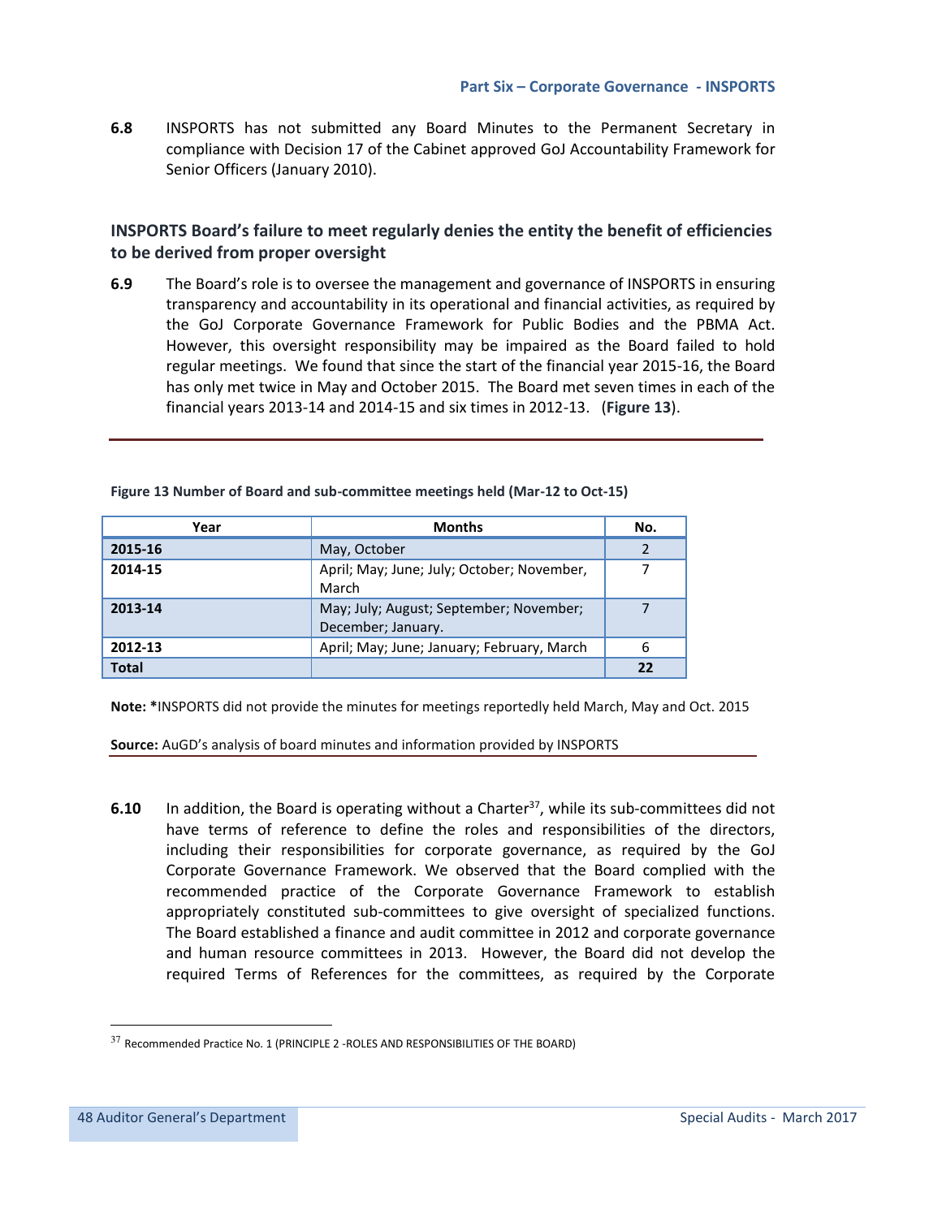**6.8** INSPORTS has not submitted any Board Minutes to the Permanent Secretary in compliance with Decision 17 of the Cabinet approved GoJ Accountability Framework for Senior Officers (January 2010).

### INSPORTS Board's failure to meet regularly denies the entity the benefit of efficiencies to be derived from proper oversight

**6.9** The Board's role is to oversee the management and governance of INSPORTS in ensuring transparency and accountability in its operational and financial activities, as required by the GoJ Corporate Governance Framework for Public Bodies and the PBMA Act. However, this oversight responsibility may be impaired as the Board failed to hold regular meetings. We found that since the start of the financial year 2015-16, the Board has only met twice in May and October 2015. The Board met seven times in each of the financial years 2013-14 and 2014-15 and six times in 2012-13. (**Figure 13**).

**Figure 13 Number of Board and sub-committee meetings held (Mar-12 to Oct-15)**

| Year | Months | No. |
|---|---|---|
| **2015-16** | May, October | 2 |
| **2014-15** | April; May; June; July; October; November, March | 7 |
| **2013-14** | May; July; August; September; November; December; January. | 7 |
| **2012-13** | April; May; June; January; February, March | 6 |
| **Total** | | **22** |

**Note: ***INSPORTS did not provide the minutes for meetings reportedly held March, May and Oct. 2015

**Source:** AuGD's analysis of board minutes and information provided by INSPORTS

**6.10** In addition, the Board is operating without a Charter[37], while its sub-committees did not have terms of reference to define the roles and responsibilities of the directors, including their responsibilities for corporate governance, as required by the GoJ Corporate Governance Framework. We observed that the Board complied with the recommended practice of the Corporate Governance Framework to establish appropriately constituted sub-committees to give oversight of specialized functions. The Board established a finance and audit committee in 2012 and corporate governance and human resource committees in 2013. However, the Board did not develop the required Terms of References for the committees, as required by the Corporate

[37] Recommended Practice No. 1 (PRINCIPLE 2 -ROLES AND RESPONSIBILITIES OF THE BOARD)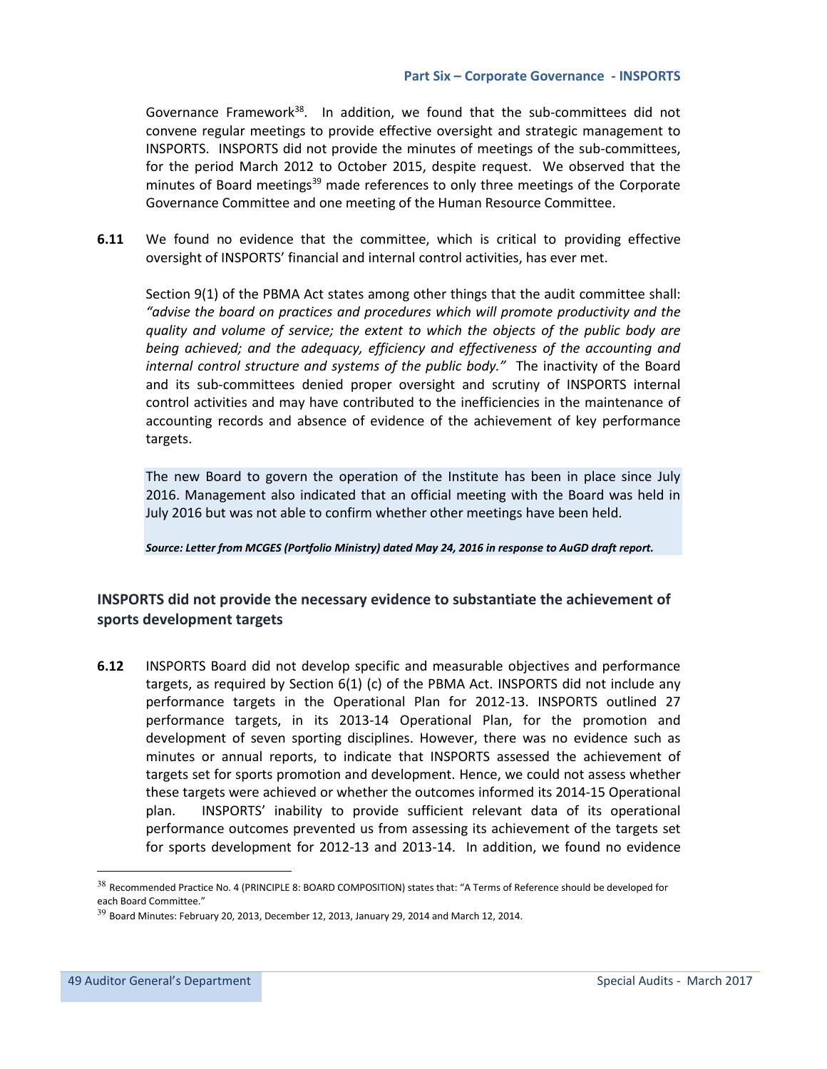Governance Framework[38]. In addition, we found that the sub-committees did not convene regular meetings to provide effective oversight and strategic management to INSPORTS. INSPORTS did not provide the minutes of meetings of the sub-committees, for the period March 2012 to October 2015, despite request. We observed that the minutes of Board meetings[39] made references to only three meetings of the Corporate Governance Committee and one meeting of the Human Resource Committee.

**6.11** We found no evidence that the committee, which is critical to providing effective oversight of INSPORTS' financial and internal control activities, has ever met.

Section 9(1) of the PBMA Act states among other things that the audit committee shall: *"advise the board on practices and procedures which will promote productivity and the quality and volume of service; the extent to which the objects of the public body are being achieved; and the adequacy, efficiency and effectiveness of the accounting and internal control structure and systems of the public body."* The inactivity of the Board and its sub-committees denied proper oversight and scrutiny of INSPORTS internal control activities and may have contributed to the inefficiencies in the maintenance of accounting records and absence of evidence of the achievement of key performance targets.

The new Board to govern the operation of the Institute has been in place since July 2016. Management also indicated that an official meeting with the Board was held in July 2016 but was not able to confirm whether other meetings have been held.

***Source: Letter from MCGES (Portfolio Ministry) dated May 24, 2016 in response to AuGD draft report.***

## INSPORTS did not provide the necessary evidence to substantiate the achievement of sports development targets

**6.12** INSPORTS Board did not develop specific and measurable objectives and performance targets, as required by Section 6(1) (c) of the PBMA Act. INSPORTS did not include any performance targets in the Operational Plan for 2012-13. INSPORTS outlined 27 performance targets, in its 2013-14 Operational Plan, for the promotion and development of seven sporting disciplines. However, there was no evidence such as minutes or annual reports, to indicate that INSPORTS assessed the achievement of targets set for sports promotion and development. Hence, we could not assess whether these targets were achieved or whether the outcomes informed its 2014-15 Operational plan. INSPORTS' inability to provide sufficient relevant data of its operational performance outcomes prevented us from assessing its achievement of the targets set for sports development for 2012-13 and 2013-14. In addition, we found no evidence

[38] Recommended Practice No. 4 (PRINCIPLE 8: BOARD COMPOSITION) states that: "A Terms of Reference should be developed for each Board Committee."

[39] Board Minutes: February 20, 2013, December 12, 2013, January 29, 2014 and March 12, 2014.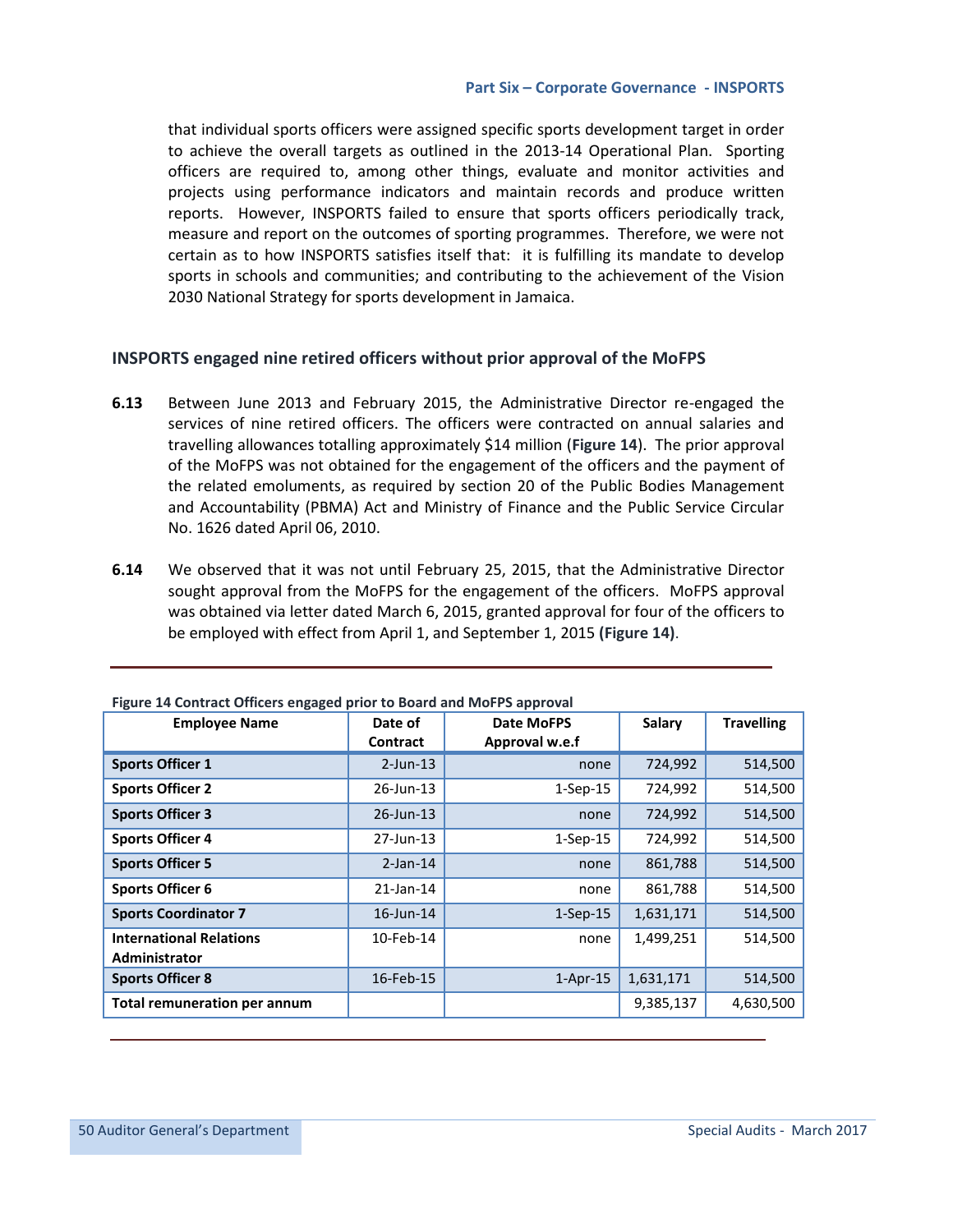that individual sports officers were assigned specific sports development target in order to achieve the overall targets as outlined in the 2013-14 Operational Plan. Sporting officers are required to, among other things, evaluate and monitor activities and projects using performance indicators and maintain records and produce written reports. However, INSPORTS failed to ensure that sports officers periodically track, measure and report on the outcomes of sporting programmes. Therefore, we were not certain as to how INSPORTS satisfies itself that: it is fulfilling its mandate to develop sports in schools and communities; and contributing to the achievement of the Vision 2030 National Strategy for sports development in Jamaica.

## INSPORTS engaged nine retired officers without prior approval of the MoFPS

**6.13** Between June 2013 and February 2015, the Administrative Director re-engaged the services of nine retired officers. The officers were contracted on annual salaries and travelling allowances totalling approximately $14 million (**Figure 14**). The prior approval of the MoFPS was not obtained for the engagement of the officers and the payment of the related emoluments, as required by section 20 of the Public Bodies Management and Accountability (PBMA) Act and Ministry of Finance and the Public Service Circular No. 1626 dated April 06, 2010.

**6.14** We observed that it was not until February 25, 2015, that the Administrative Director sought approval from the MoFPS for the engagement of the officers. MoFPS approval was obtained via letter dated March 6, 2015, granted approval for four of the officers to be employed with effect from April 1, and September 1, 2015 **(Figure 14)**.

**Figure 14 Contract Officers engaged prior to Board and MoFPS approval**

| Employee Name | Date of Contract | Date MoFPS Approval w.e.f | Salary | Travelling |
|---|---|---|---|---|
| **Sports Officer 1** | 2-Jun-13 | none | 724,992 | 514,500 |
| **Sports Officer 2** | 26-Jun-13 | 1-Sep-15 | 724,992 | 514,500 |
| **Sports Officer 3** | 26-Jun-13 | none | 724,992 | 514,500 |
| **Sports Officer 4** | 27-Jun-13 | 1-Sep-15 | 724,992 | 514,500 |
| **Sports Officer 5** | 2-Jan-14 | none | 861,788 | 514,500 |
| **Sports Officer 6** | 21-Jan-14 | none | 861,788 | 514,500 |
| **Sports Coordinator 7** | 16-Jun-14 | 1-Sep-15 | 1,631,171 | 514,500 |
| **International Relations Administrator** | 10-Feb-14 | none | 1,499,251 | 514,500 |
| **Sports Officer 8** | 16-Feb-15 | 1-Apr-15 | 1,631,171 | 514,500 |
| **Total remuneration per annum** | | | 9,385,137 | 4,630,500 |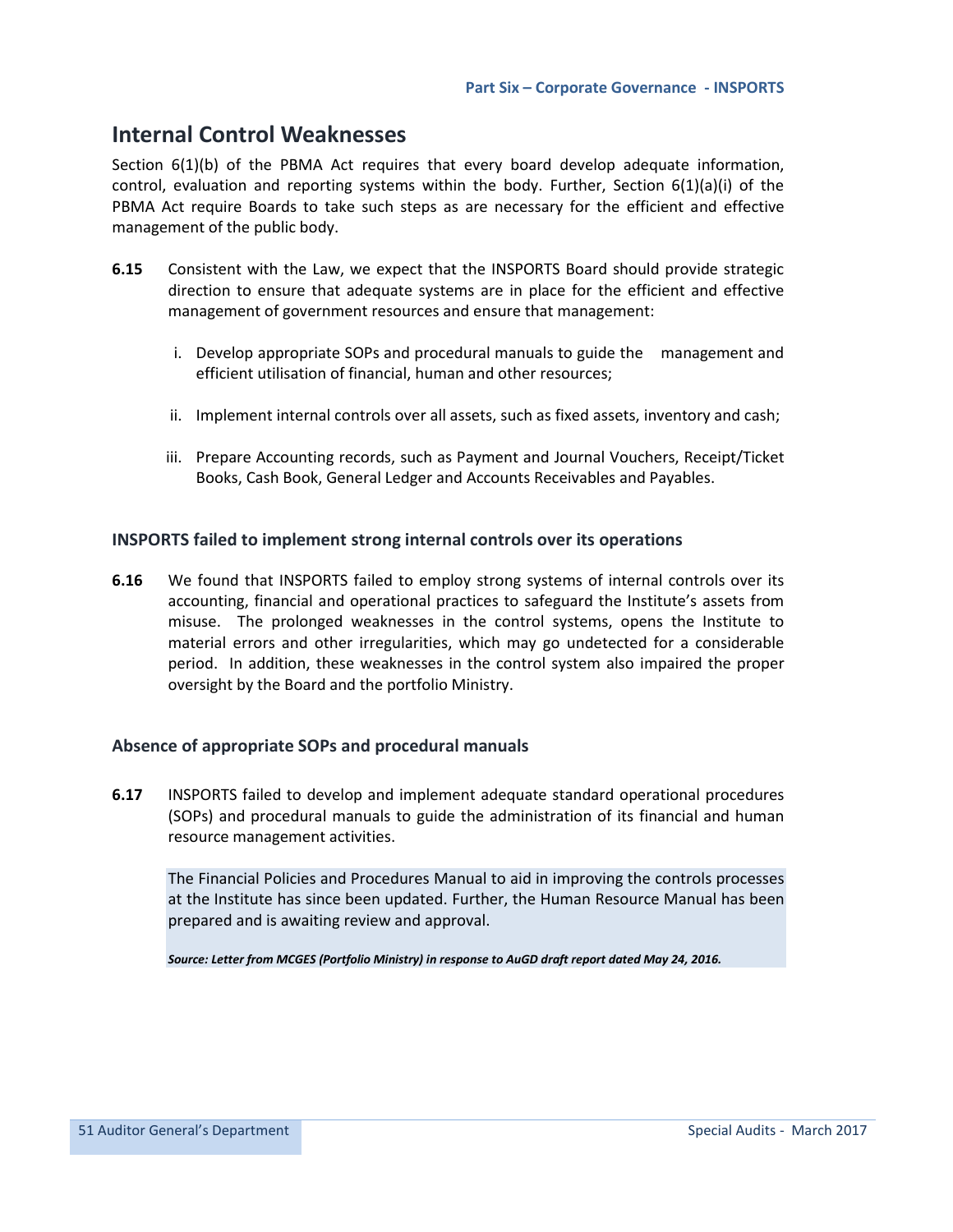## Internal Control Weaknesses

Section 6(1)(b) of the PBMA Act requires that every board develop adequate information, control, evaluation and reporting systems within the body. Further, Section 6(1)(a)(i) of the PBMA Act require Boards to take such steps as are necessary for the efficient and effective management of the public body.

**6.15** Consistent with the Law, we expect that the INSPORTS Board should provide strategic direction to ensure that adequate systems are in place for the efficient and effective management of government resources and ensure that management:

i. Develop appropriate SOPs and procedural manuals to guide the management and efficient utilisation of financial, human and other resources;

ii. Implement internal controls over all assets, such as fixed assets, inventory and cash;

iii. Prepare Accounting records, such as Payment and Journal Vouchers, Receipt/Ticket Books, Cash Book, General Ledger and Accounts Receivables and Payables.

### INSPORTS failed to implement strong internal controls over its operations

**6.16** We found that INSPORTS failed to employ strong systems of internal controls over its accounting, financial and operational practices to safeguard the Institute's assets from misuse. The prolonged weaknesses in the control systems, opens the Institute to material errors and other irregularities, which may go undetected for a considerable period. In addition, these weaknesses in the control system also impaired the proper oversight by the Board and the portfolio Ministry.

### Absence of appropriate SOPs and procedural manuals

**6.17** INSPORTS failed to develop and implement adequate standard operational procedures (SOPs) and procedural manuals to guide the administration of its financial and human resource management activities.

> The Financial Policies and Procedures Manual to aid in improving the controls processes at the Institute has since been updated. Further, the Human Resource Manual has been prepared and is awaiting review and approval.
>
> ***Source: Letter from MCGES (Portfolio Ministry) in response to AuGD draft report dated May 24, 2016.***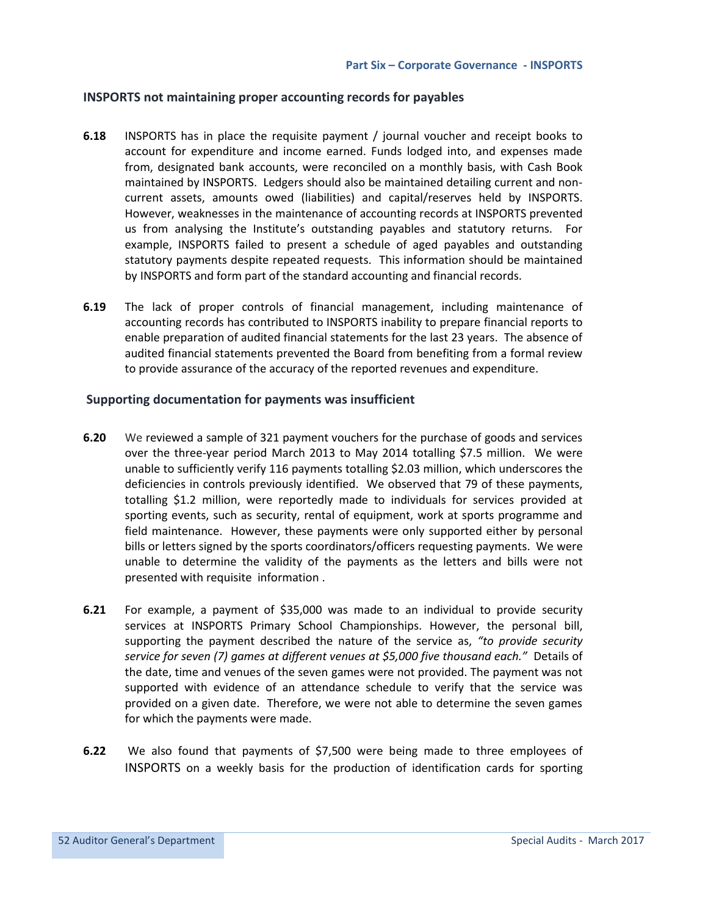## INSPORTS not maintaining proper accounting records for payables

**6.18** INSPORTS has in place the requisite payment / journal voucher and receipt books to account for expenditure and income earned. Funds lodged into, and expenses made from, designated bank accounts, were reconciled on a monthly basis, with Cash Book maintained by INSPORTS. Ledgers should also be maintained detailing current and non-current assets, amounts owed (liabilities) and capital/reserves held by INSPORTS. However, weaknesses in the maintenance of accounting records at INSPORTS prevented us from analysing the Institute's outstanding payables and statutory returns. For example, INSPORTS failed to present a schedule of aged payables and outstanding statutory payments despite repeated requests. This information should be maintained by INSPORTS and form part of the standard accounting and financial records.

**6.19** The lack of proper controls of financial management, including maintenance of accounting records has contributed to INSPORTS inability to prepare financial reports to enable preparation of audited financial statements for the last 23 years. The absence of audited financial statements prevented the Board from benefiting from a formal review to provide assurance of the accuracy of the reported revenues and expenditure.

## Supporting documentation for payments was insufficient

**6.20** We reviewed a sample of 321 payment vouchers for the purchase of goods and services over the three-year period March 2013 to May 2014 totalling $7.5 million. We were unable to sufficiently verify 116 payments totalling $2.03 million, which underscores the deficiencies in controls previously identified. We observed that 79 of these payments, totalling $1.2 million, were reportedly made to individuals for services provided at sporting events, such as security, rental of equipment, work at sports programme and field maintenance. However, these payments were only supported either by personal bills or letters signed by the sports coordinators/officers requesting payments. We were unable to determine the validity of the payments as the letters and bills were not presented with requisite information .

**6.21** For example, a payment of $35,000 was made to an individual to provide security services at INSPORTS Primary School Championships. However, the personal bill, supporting the payment described the nature of the service as, *"to provide security service for seven (7) games at different venues at $5,000 five thousand each."* Details of the date, time and venues of the seven games were not provided. The payment was not supported with evidence of an attendance schedule to verify that the service was provided on a given date. Therefore, we were not able to determine the seven games for which the payments were made.

**6.22** We also found that payments of $7,500 were being made to three employees of INSPORTS on a weekly basis for the production of identification cards for sporting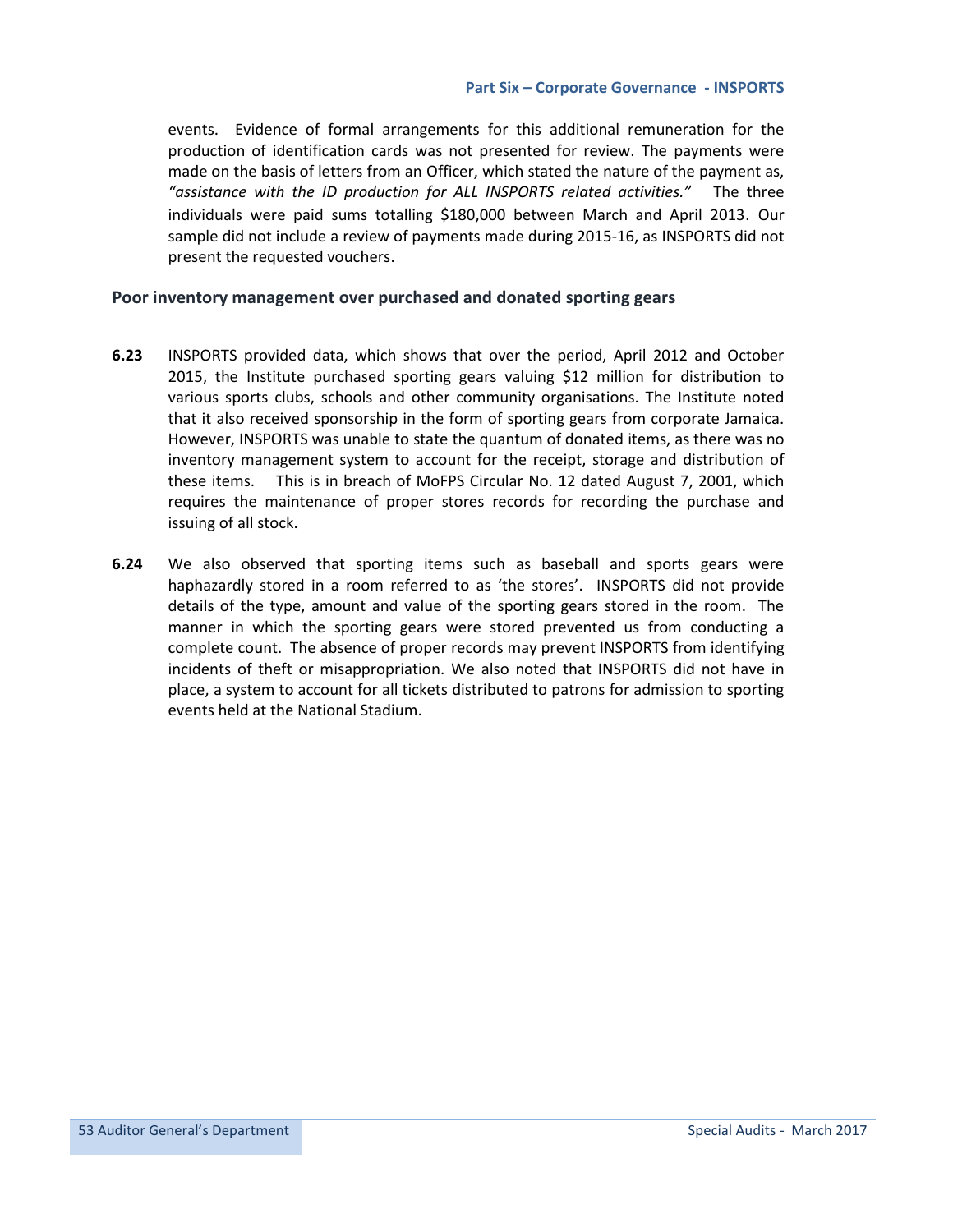events. Evidence of formal arrangements for this additional remuneration for the production of identification cards was not presented for review. The payments were made on the basis of letters from an Officer, which stated the nature of the payment as, *"assistance with the ID production for ALL INSPORTS related activities."* The three individuals were paid sums totalling $180,000 between March and April 2013. Our sample did not include a review of payments made during 2015-16, as INSPORTS did not present the requested vouchers.

### Poor inventory management over purchased and donated sporting gears

**6.23** INSPORTS provided data, which shows that over the period, April 2012 and October 2015, the Institute purchased sporting gears valuing $12 million for distribution to various sports clubs, schools and other community organisations. The Institute noted that it also received sponsorship in the form of sporting gears from corporate Jamaica. However, INSPORTS was unable to state the quantum of donated items, as there was no inventory management system to account for the receipt, storage and distribution of these items. This is in breach of MoFPS Circular No. 12 dated August 7, 2001, which requires the maintenance of proper stores records for recording the purchase and issuing of all stock.

**6.24** We also observed that sporting items such as baseball and sports gears were haphazardly stored in a room referred to as 'the stores'. INSPORTS did not provide details of the type, amount and value of the sporting gears stored in the room. The manner in which the sporting gears were stored prevented us from conducting a complete count. The absence of proper records may prevent INSPORTS from identifying incidents of theft or misappropriation. We also noted that INSPORTS did not have in place, a system to account for all tickets distributed to patrons for admission to sporting events held at the National Stadium.